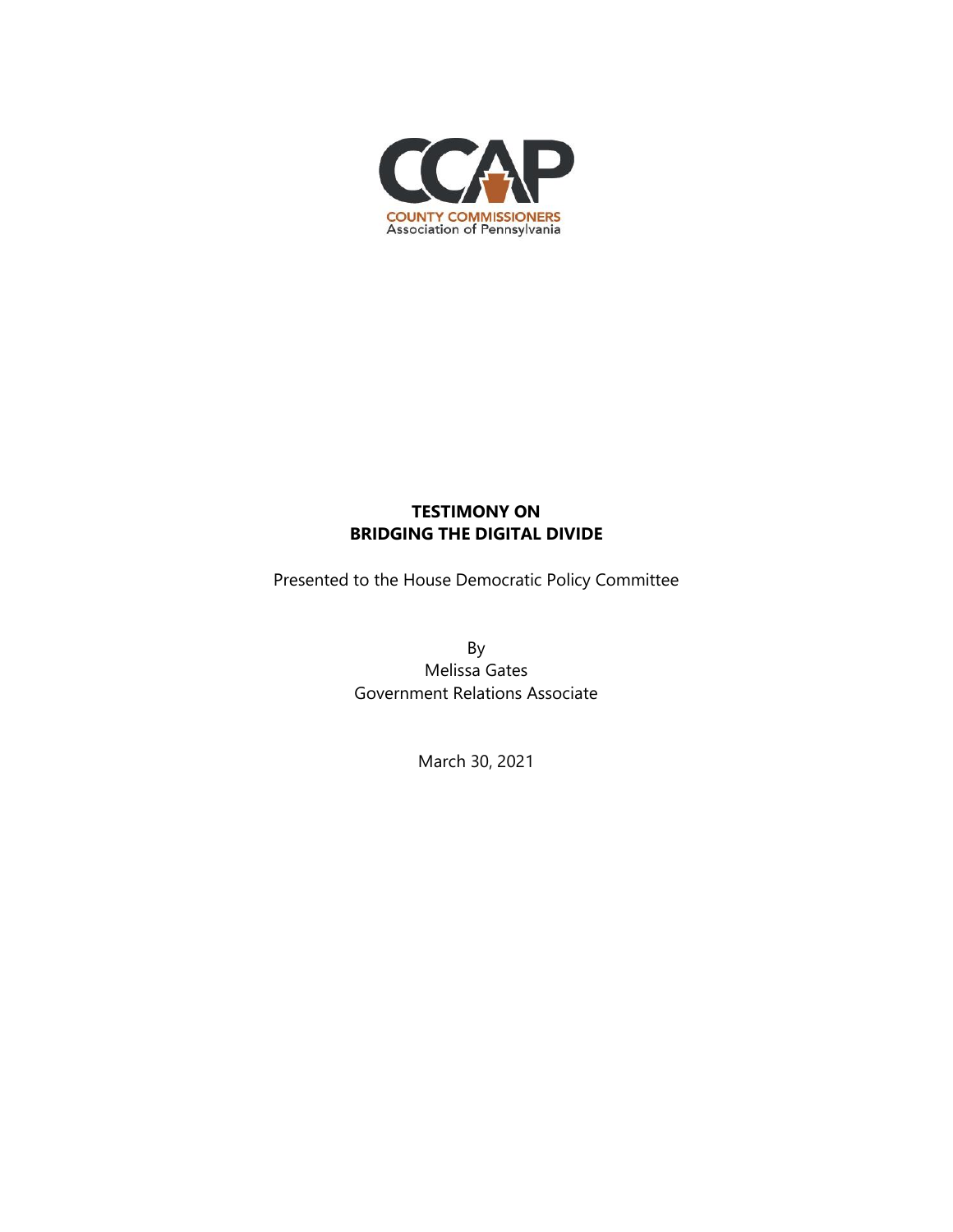CCAP

COUNTY COMMISSIONERS
Association of Pennsylvania

# TESTIMONY ON BRIDGING THE DIGITAL DIVIDE

Presented to the House Democratic Policy Committee

By
Melissa Gates
Government Relations Associate

March 30, 2021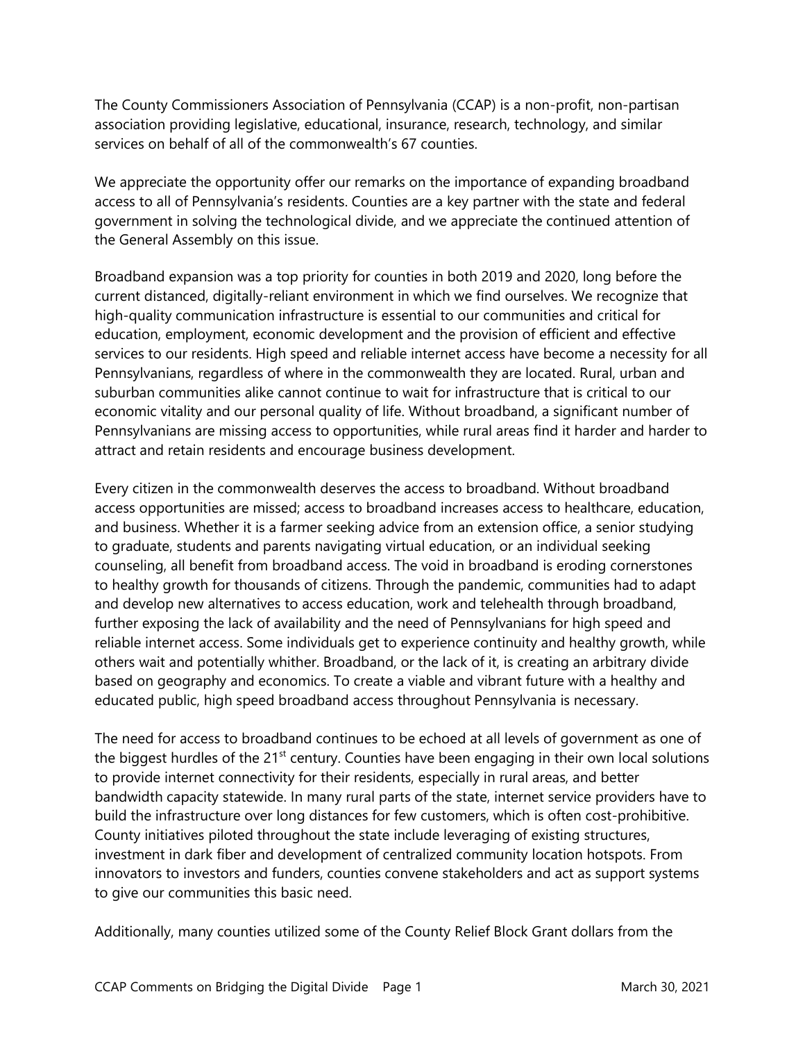The County Commissioners Association of Pennsylvania (CCAP) is a non-profit, non-partisan association providing legislative, educational, insurance, research, technology, and similar services on behalf of all of the commonwealth's 67 counties.

We appreciate the opportunity offer our remarks on the importance of expanding broadband access to all of Pennsylvania's residents. Counties are a key partner with the state and federal government in solving the technological divide, and we appreciate the continued attention of the General Assembly on this issue.

Broadband expansion was a top priority for counties in both 2019 and 2020, long before the current distanced, digitally-reliant environment in which we find ourselves. We recognize that high-quality communication infrastructure is essential to our communities and critical for education, employment, economic development and the provision of efficient and effective services to our residents. High speed and reliable internet access have become a necessity for all Pennsylvanians, regardless of where in the commonwealth they are located. Rural, urban and suburban communities alike cannot continue to wait for infrastructure that is critical to our economic vitality and our personal quality of life. Without broadband, a significant number of Pennsylvanians are missing access to opportunities, while rural areas find it harder and harder to attract and retain residents and encourage business development.

Every citizen in the commonwealth deserves the access to broadband. Without broadband access opportunities are missed; access to broadband increases access to healthcare, education, and business. Whether it is a farmer seeking advice from an extension office, a senior studying to graduate, students and parents navigating virtual education, or an individual seeking counseling, all benefit from broadband access. The void in broadband is eroding cornerstones to healthy growth for thousands of citizens. Through the pandemic, communities had to adapt and develop new alternatives to access education, work and telehealth through broadband, further exposing the lack of availability and the need of Pennsylvanians for high speed and reliable internet access. Some individuals get to experience continuity and healthy growth, while others wait and potentially whither. Broadband, or the lack of it, is creating an arbitrary divide based on geography and economics. To create a viable and vibrant future with a healthy and educated public, high speed broadband access throughout Pennsylvania is necessary.

The need for access to broadband continues to be echoed at all levels of government as one of the biggest hurdles of the 21st century. Counties have been engaging in their own local solutions to provide internet connectivity for their residents, especially in rural areas, and better bandwidth capacity statewide. In many rural parts of the state, internet service providers have to build the infrastructure over long distances for few customers, which is often cost-prohibitive. County initiatives piloted throughout the state include leveraging of existing structures, investment in dark fiber and development of centralized community location hotspots. From innovators to investors and funders, counties convene stakeholders and act as support systems to give our communities this basic need.

Additionally, many counties utilized some of the County Relief Block Grant dollars from the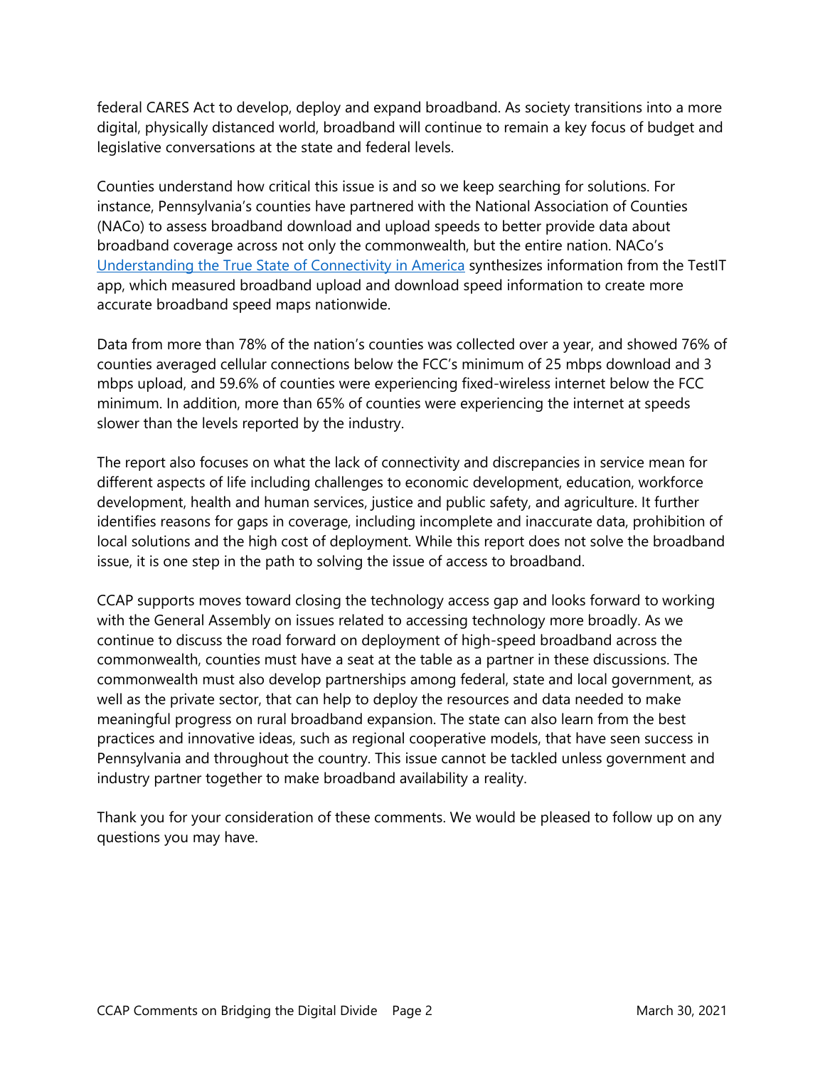federal CARES Act to develop, deploy and expand broadband. As society transitions into a more digital, physically distanced world, broadband will continue to remain a key focus of budget and legislative conversations at the state and federal levels.

Counties understand how critical this issue is and so we keep searching for solutions. For instance, Pennsylvania's counties have partnered with the National Association of Counties (NACo) to assess broadband download and upload speeds to better provide data about broadband coverage across not only the commonwealth, but the entire nation. NACo's [Understanding the True State of Connectivity in America] synthesizes information from the TestIT app, which measured broadband upload and download speed information to create more accurate broadband speed maps nationwide.

Data from more than 78% of the nation's counties was collected over a year, and showed 76% of counties averaged cellular connections below the FCC's minimum of 25 mbps download and 3 mbps upload, and 59.6% of counties were experiencing fixed-wireless internet below the FCC minimum. In addition, more than 65% of counties were experiencing the internet at speeds slower than the levels reported by the industry.

The report also focuses on what the lack of connectivity and discrepancies in service mean for different aspects of life including challenges to economic development, education, workforce development, health and human services, justice and public safety, and agriculture. It further identifies reasons for gaps in coverage, including incomplete and inaccurate data, prohibition of local solutions and the high cost of deployment. While this report does not solve the broadband issue, it is one step in the path to solving the issue of access to broadband.

CCAP supports moves toward closing the technology access gap and looks forward to working with the General Assembly on issues related to accessing technology more broadly. As we continue to discuss the road forward on deployment of high-speed broadband across the commonwealth, counties must have a seat at the table as a partner in these discussions. The commonwealth must also develop partnerships among federal, state and local government, as well as the private sector, that can help to deploy the resources and data needed to make meaningful progress on rural broadband expansion. The state can also learn from the best practices and innovative ideas, such as regional cooperative models, that have seen success in Pennsylvania and throughout the country. This issue cannot be tackled unless government and industry partner together to make broadband availability a reality.

Thank you for your consideration of these comments. We would be pleased to follow up on any questions you may have.